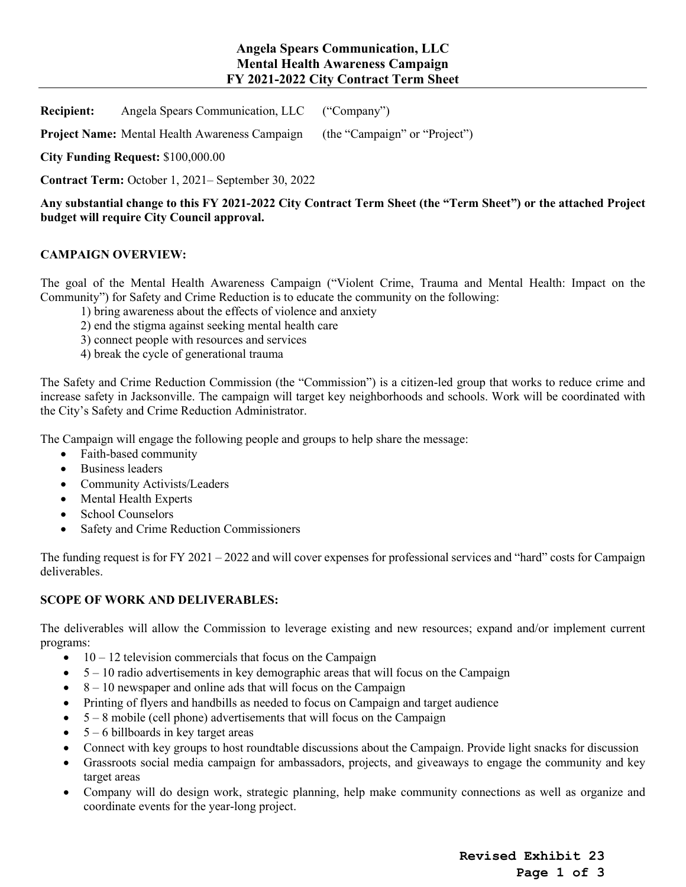# Angela Spears Communication, LLC
# Mental Health Awareness Campaign
# FY 2021-2022 City Contract Term Sheet

**Recipient:** Angela Spears Communication, LLC ("Company")

**Project Name:** Mental Health Awareness Campaign (the "Campaign" or "Project")

**City Funding Request:** $100,000.00

**Contract Term:** October 1, 2021– September 30, 2022

**Any substantial change to this FY 2021-2022 City Contract Term Sheet (the "Term Sheet") or the attached Project budget will require City Council approval.**

## CAMPAIGN OVERVIEW:

The goal of the Mental Health Awareness Campaign ("Violent Crime, Trauma and Mental Health: Impact on the Community") for Safety and Crime Reduction is to educate the community on the following:

1) bring awareness about the effects of violence and anxiety
2) end the stigma against seeking mental health care
3) connect people with resources and services
4) break the cycle of generational trauma

The Safety and Crime Reduction Commission (the "Commission") is a citizen-led group that works to reduce crime and increase safety in Jacksonville. The campaign will target key neighborhoods and schools. Work will be coordinated with the City's Safety and Crime Reduction Administrator.

The Campaign will engage the following people and groups to help share the message:

- Faith-based community
- Business leaders
- Community Activists/Leaders
- Mental Health Experts
- School Counselors
- Safety and Crime Reduction Commissioners

The funding request is for FY 2021 – 2022 and will cover expenses for professional services and "hard" costs for Campaign deliverables.

## SCOPE OF WORK AND DELIVERABLES:

The deliverables will allow the Commission to leverage existing and new resources; expand and/or implement current programs:

- 10 – 12 television commercials that focus on the Campaign
- 5 – 10 radio advertisements in key demographic areas that will focus on the Campaign
- 8 – 10 newspaper and online ads that will focus on the Campaign
- Printing of flyers and handbills as needed to focus on Campaign and target audience
- 5 – 8 mobile (cell phone) advertisements that will focus on the Campaign
- 5 – 6 billboards in key target areas
- Connect with key groups to host roundtable discussions about the Campaign. Provide light snacks for discussion
- Grassroots social media campaign for ambassadors, projects, and giveaways to engage the community and key target areas
- Company will do design work, strategic planning, help make community connections as well as organize and coordinate events for the year-long project.

**Revised Exhibit 23**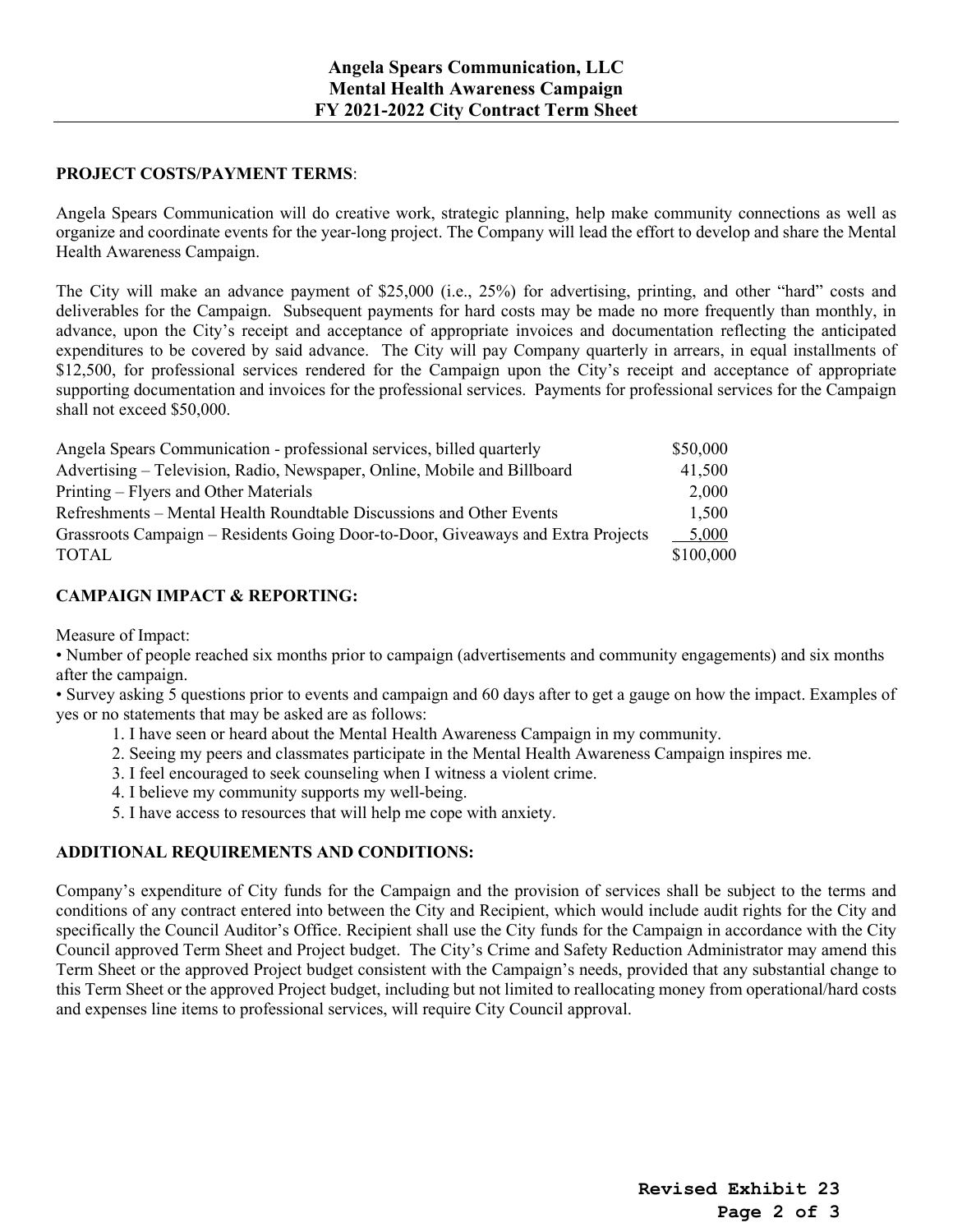# Angela Spears Communication, LLC
# Mental Health Awareness Campaign
# FY 2021-2022 City Contract Term Sheet

**PROJECT COSTS/PAYMENT TERMS**:

Angela Spears Communication will do creative work, strategic planning, help make community connections as well as organize and coordinate events for the year-long project. The Company will lead the effort to develop and share the Mental Health Awareness Campaign.

The City will make an advance payment of $25,000 (i.e., 25%) for advertising, printing, and other "hard" costs and deliverables for the Campaign. Subsequent payments for hard costs may be made no more frequently than monthly, in advance, upon the City's receipt and acceptance of appropriate invoices and documentation reflecting the anticipated expenditures to be covered by said advance. The City will pay Company quarterly in arrears, in equal installments of $12,500, for professional services rendered for the Campaign upon the City's receipt and acceptance of appropriate supporting documentation and invoices for the professional services. Payments for professional services for the Campaign shall not exceed $50,000.

| Item | Amount |
|---|---|
| Angela Spears Communication - professional services, billed quarterly | $50,000 |
| Advertising – Television, Radio, Newspaper, Online, Mobile and Billboard | 41,500 |
| Printing – Flyers and Other Materials | 2,000 |
| Refreshments – Mental Health Roundtable Discussions and Other Events | 1,500 |
| Grassroots Campaign – Residents Going Door-to-Door, Giveaways and Extra Projects | 5,000 |
| TOTAL | $100,000 |

**CAMPAIGN IMPACT & REPORTING:**

Measure of Impact:

- Number of people reached six months prior to campaign (advertisements and community engagements) and six months after the campaign.
- Survey asking 5 questions prior to events and campaign and 60 days after to get a gauge on how the impact. Examples of yes or no statements that may be asked are as follows:
  1. I have seen or heard about the Mental Health Awareness Campaign in my community.
  2. Seeing my peers and classmates participate in the Mental Health Awareness Campaign inspires me.
  3. I feel encouraged to seek counseling when I witness a violent crime.
  4. I believe my community supports my well-being.
  5. I have access to resources that will help me cope with anxiety.

**ADDITIONAL REQUIREMENTS AND CONDITIONS:**

Company's expenditure of City funds for the Campaign and the provision of services shall be subject to the terms and conditions of any contract entered into between the City and Recipient, which would include audit rights for the City and specifically the Council Auditor's Office. Recipient shall use the City funds for the Campaign in accordance with the City Council approved Term Sheet and Project budget. The City's Crime and Safety Reduction Administrator may amend this Term Sheet or the approved Project budget consistent with the Campaign's needs, provided that any substantial change to this Term Sheet or the approved Project budget, including but not limited to reallocating money from operational/hard costs and expenses line items to professional services, will require City Council approval.

**Revised Exhibit 23**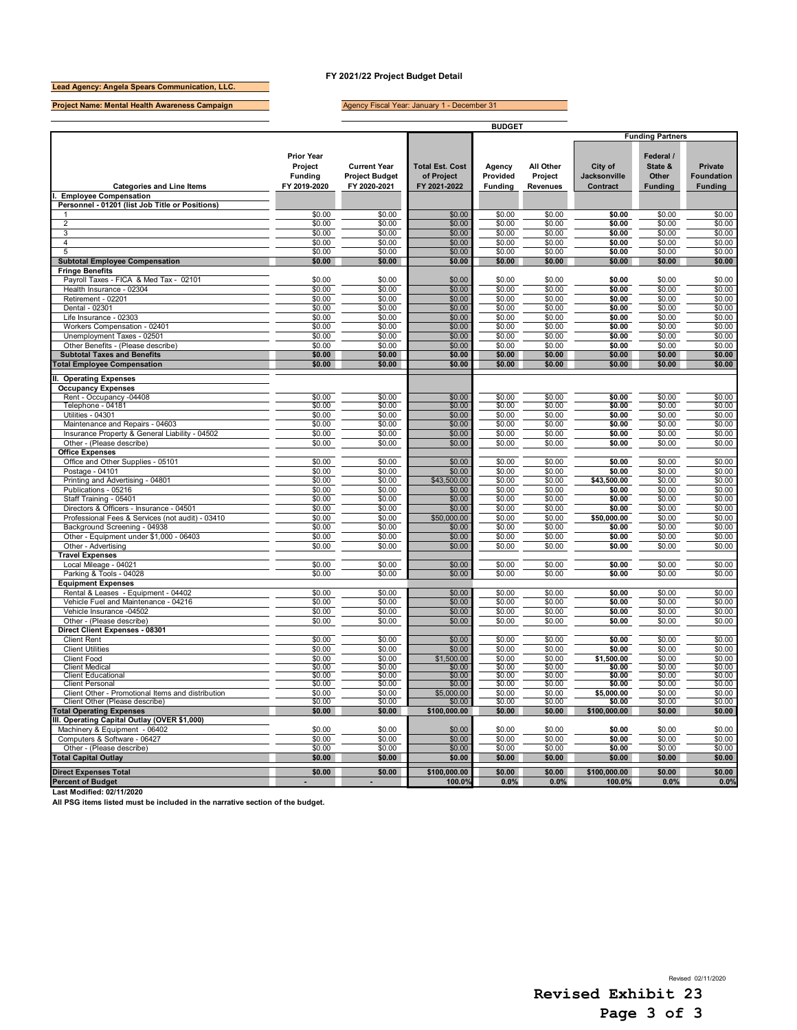**FY 2021/22 Project Budget Detail**

**Lead Agency: Angela Spears Communication, LLC.**

**Project Name: Mental Health Awareness Campaign**

Agency Fiscal Year: January 1 - December 31

| Categories and Line Items | Prior Year Project Funding FY 2019-2020 | Current Year Project Budget FY 2020-2021 | Total Est. Cost of Project FY 2021-2022 | Agency Provided Funding | All Other Project Revenues | City of Jacksonville Contract | Federal / State & Other Funding | Private Foundation Funding |
|---|---|---|---|---|---|---|---|---|
| | | | BUDGET | | | Funding Partners | | |
| **I. Employee Compensation** | | | | | | | | |
| **Personnel - 01201 (list Job Title or Positions)** | | | | | | | | |
| 1 | $0.00 | $0.00 | $0.00 | $0.00 | $0.00 | **$0.00** | $0.00 | $0.00 |
| 2 | $0.00 | $0.00 | $0.00 | $0.00 | $0.00 | **$0.00** | $0.00 | $0.00 |
| 3 | $0.00 | $0.00 | $0.00 | $0.00 | $0.00 | **$0.00** | $0.00 | $0.00 |
| 4 | $0.00 | $0.00 | $0.00 | $0.00 | $0.00 | **$0.00** | $0.00 | $0.00 |
| 5 | $0.00 | $0.00 | $0.00 | $0.00 | $0.00 | **$0.00** | $0.00 | $0.00 |
| **Subtotal Employee Compensation** | **$0.00** | **$0.00** | **$0.00** | **$0.00** | **$0.00** | **$0.00** | **$0.00** | **$0.00** |
| **Fringe Benefits** | | | | | | | | |
| Payroll Taxes - FICA & Med Tax - 02101 | $0.00 | $0.00 | $0.00 | $0.00 | $0.00 | **$0.00** | $0.00 | $0.00 |
| Health Insurance - 02304 | $0.00 | $0.00 | $0.00 | $0.00 | $0.00 | **$0.00** | $0.00 | $0.00 |
| Retirement - 02201 | $0.00 | $0.00 | $0.00 | $0.00 | $0.00 | **$0.00** | $0.00 | $0.00 |
| Dental - 02301 | $0.00 | $0.00 | $0.00 | $0.00 | $0.00 | **$0.00** | $0.00 | $0.00 |
| Life Insurance - 02303 | $0.00 | $0.00 | $0.00 | $0.00 | $0.00 | **$0.00** | $0.00 | $0.00 |
| Workers Compensation - 02401 | $0.00 | $0.00 | $0.00 | $0.00 | $0.00 | **$0.00** | $0.00 | $0.00 |
| Unemployment Taxes - 02501 | $0.00 | $0.00 | $0.00 | $0.00 | $0.00 | **$0.00** | $0.00 | $0.00 |
| Other Benefits - (Please describe) | $0.00 | $0.00 | $0.00 | $0.00 | $0.00 | **$0.00** | $0.00 | $0.00 |
| **Subtotal Taxes and Benefits** | **$0.00** | **$0.00** | **$0.00** | **$0.00** | **$0.00** | **$0.00** | **$0.00** | **$0.00** |
| **Total Employee Compensation** | **$0.00** | **$0.00** | **$0.00** | **$0.00** | **$0.00** | **$0.00** | **$0.00** | **$0.00** |
| **II. Operating Expenses** | | | | | | | | |
| **Occupancy Expenses** | | | | | | | | |
| Rent - Occupancy -04408 | $0.00 | $0.00 | $0.00 | $0.00 | $0.00 | **$0.00** | $0.00 | $0.00 |
| Telephone - 04181 | $0.00 | $0.00 | $0.00 | $0.00 | $0.00 | **$0.00** | $0.00 | $0.00 |
| Utilities - 04301 | $0.00 | $0.00 | $0.00 | $0.00 | $0.00 | **$0.00** | $0.00 | $0.00 |
| Maintenance and Repairs - 04603 | $0.00 | $0.00 | $0.00 | $0.00 | $0.00 | **$0.00** | $0.00 | $0.00 |
| Insurance Property & General Liability - 04502 | $0.00 | $0.00 | $0.00 | $0.00 | $0.00 | **$0.00** | $0.00 | $0.00 |
| Other - (Please describe) | $0.00 | $0.00 | $0.00 | $0.00 | $0.00 | **$0.00** | $0.00 | $0.00 |
| **Office Expenses** | | | | | | | | |
| Office and Other Supplies - 05101 | $0.00 | $0.00 | $0.00 | $0.00 | $0.00 | **$0.00** | $0.00 | $0.00 |
| Postage - 04101 | $0.00 | $0.00 | $0.00 | $0.00 | $0.00 | **$0.00** | $0.00 | $0.00 |
| Printing and Advertising - 04801 | $0.00 | $0.00 | $43,500.00 | $0.00 | $0.00 | **$43,500.00** | $0.00 | $0.00 |
| Publications - 05216 | $0.00 | $0.00 | $0.00 | $0.00 | $0.00 | **$0.00** | $0.00 | $0.00 |
| Staff Training - 05401 | $0.00 | $0.00 | $0.00 | $0.00 | $0.00 | **$0.00** | $0.00 | $0.00 |
| Directors & Officers - Insurance - 04501 | $0.00 | $0.00 | $0.00 | $0.00 | $0.00 | **$0.00** | $0.00 | $0.00 |
| Professional Fees & Services (not audit) - 03410 | $0.00 | $0.00 | $50,000.00 | $0.00 | $0.00 | **$50,000.00** | $0.00 | $0.00 |
| Background Screening - 04938 | $0.00 | $0.00 | $0.00 | $0.00 | $0.00 | **$0.00** | $0.00 | $0.00 |
| Other - Equipment under $1,000 - 06403 | $0.00 | $0.00 | $0.00 | $0.00 | $0.00 | **$0.00** | $0.00 | $0.00 |
| Other - Advertising | $0.00 | $0.00 | $0.00 | $0.00 | $0.00 | **$0.00** | $0.00 | $0.00 |
| **Travel Expenses** | | | | | | | | |
| Local Mileage - 04021 | $0.00 | $0.00 | $0.00 | $0.00 | $0.00 | **$0.00** | $0.00 | $0.00 |
| Parking & Tools - 04028 | $0.00 | $0.00 | $0.00 | $0.00 | $0.00 | **$0.00** | $0.00 | $0.00 |
| **Equipment Expenses** | | | | | | | | |
| Rental & Leases - Equipment - 04402 | $0.00 | $0.00 | $0.00 | $0.00 | $0.00 | **$0.00** | $0.00 | $0.00 |
| Vehicle Fuel and Maintenance - 04216 | $0.00 | $0.00 | $0.00 | $0.00 | $0.00 | **$0.00** | $0.00 | $0.00 |
| Vehicle Insurance -04502 | $0.00 | $0.00 | $0.00 | $0.00 | $0.00 | **$0.00** | $0.00 | $0.00 |
| Other - (Please describe) | $0.00 | $0.00 | $0.00 | $0.00 | $0.00 | **$0.00** | $0.00 | $0.00 |
| **Direct Client Expenses - 08301** | | | | | | | | |
| Client Rent | $0.00 | $0.00 | $0.00 | $0.00 | $0.00 | **$0.00** | $0.00 | $0.00 |
| Client Utilities | $0.00 | $0.00 | $0.00 | $0.00 | $0.00 | **$0.00** | $0.00 | $0.00 |
| Client Food | $0.00 | $0.00 | $1,500.00 | $0.00 | $0.00 | **$1,500.00** | $0.00 | $0.00 |
| Client Medical | $0.00 | $0.00 | $0.00 | $0.00 | $0.00 | **$0.00** | $0.00 | $0.00 |
| Client Educational | $0.00 | $0.00 | $0.00 | $0.00 | $0.00 | **$0.00** | $0.00 | $0.00 |
| Client Personal | $0.00 | $0.00 | $0.00 | $0.00 | $0.00 | **$0.00** | $0.00 | $0.00 |
| Client Other - Promotional Items and distribution | $0.00 | $0.00 | $5,000.00 | $0.00 | $0.00 | **$5,000.00** | $0.00 | $0.00 |
| Client Other (Please describe) | $0.00 | $0.00 | $0.00 | $0.00 | $0.00 | **$0.00** | $0.00 | $0.00 |
| **Total Operating Expenses** | **$0.00** | **$0.00** | **$100,000.00** | **$0.00** | **$0.00** | **$100,000.00** | **$0.00** | **$0.00** |
| **III. Operating Capital Outlay (OVER $1,000)** | | | | | | | | |
| Machinery & Equipment - 06402 | $0.00 | $0.00 | $0.00 | $0.00 | $0.00 | **$0.00** | $0.00 | $0.00 |
| Computers & Software - 06427 | $0.00 | $0.00 | $0.00 | $0.00 | $0.00 | **$0.00** | $0.00 | $0.00 |
| Other - (Please describe) | $0.00 | $0.00 | $0.00 | $0.00 | $0.00 | **$0.00** | $0.00 | $0.00 |
| **Total Capital Outlay** | **$0.00** | **$0.00** | **$0.00** | **$0.00** | **$0.00** | **$0.00** | **$0.00** | **$0.00** |
| **Direct Expenses Total** | **$0.00** | **$0.00** | **$100,000.00** | **$0.00** | **$0.00** | **$100,000.00** | **$0.00** | **$0.00** |
| **Percent of Budget** | - | - | **100.0%** | **0.0%** | **0.0%** | **100.0%** | **0.0%** | **0.0%** |

**Last Modified: 02/11/2020**

**All PSG items listed must be included in the narrative section of the budget.**

Revised 02/11/2020

**Revised Exhibit 23**